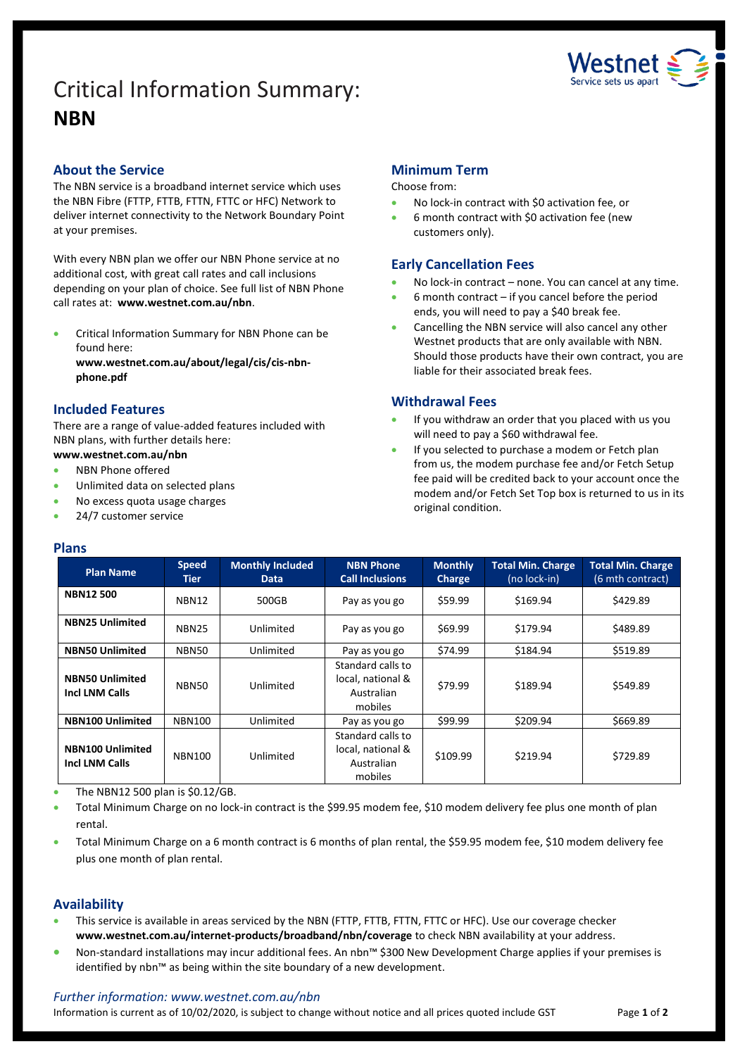# Critical Information Summary: **NBN**

## About the Service

The NBN service is a broadband internet service which uses the NBN Fibre (FTTP, FTTB, FTTN, FTTC or HFC) Network to deliver internet connectivity to the Network Boundary Point at your premises.

With every NBN plan we offer our NBN Phone service at no additional cost, with great call rates and call inclusions depending on your plan of choice. See full list of NBN Phone call rates at: **www.westnet.com.au/nbn**.

- Critical Information Summary for NBN Phone can be found here: **www.westnet.com.au/about/legal/cis/cis-nbn-phone.pdf**

## Included Features

There are a range of value-added features included with NBN plans, with further details here:
**www.westnet.com.au/nbn**

- NBN Phone offered
- Unlimited data on selected plans
- No excess quota usage charges
- 24/7 customer service

## Minimum Term

Choose from:

- No lock-in contract with $0 activation fee, or
- 6 month contract with $0 activation fee (new customers only).

## Early Cancellation Fees

- No lock-in contract – none. You can cancel at any time.
- 6 month contract – if you cancel before the period ends, you will need to pay a $40 break fee.
- Cancelling the NBN service will also cancel any other Westnet products that are only available with NBN. Should those products have their own contract, you are liable for their associated break fees.

## Withdrawal Fees

- If you withdraw an order that you placed with us you will need to pay a $60 withdrawal fee.
- If you selected to purchase a modem or Fetch plan from us, the modem purchase fee and/or Fetch Setup fee paid will be credited back to your account once the modem and/or Fetch Set Top box is returned to us in its original condition.

## Plans

| Plan Name | Speed Tier | Monthly Included Data | NBN Phone Call Inclusions | Monthly Charge | Total Min. Charge (no lock-in) | Total Min. Charge (6 mth contract) |
|---|---|---|---|---|---|---|
| **NBN12 500** | NBN12 | 500GB | Pay as you go | $59.99 | $169.94 | $429.89 |
| **NBN25 Unlimited** | NBN25 | Unlimited | Pay as you go | $69.99 | $179.94 | $489.89 |
| **NBN50 Unlimited** | NBN50 | Unlimited | Pay as you go | $74.99 | $184.94 | $519.89 |
| **NBN50 Unlimited Incl LNM Calls** | NBN50 | Unlimited | Standard calls to local, national & Australian mobiles | $79.99 | $189.94 | $549.89 |
| **NBN100 Unlimited** | NBN100 | Unlimited | Pay as you go | $99.99 | $209.94 | $669.89 |
| **NBN100 Unlimited Incl LNM Calls** | NBN100 | Unlimited | Standard calls to local, national & Australian mobiles | $109.99 | $219.94 | $729.89 |

- The NBN12 500 plan is $0.12/GB.
- Total Minimum Charge on no lock-in contract is the $99.95 modem fee, $10 modem delivery fee plus one month of plan rental.
- Total Minimum Charge on a 6 month contract is 6 months of plan rental, the $59.95 modem fee, $10 modem delivery fee plus one month of plan rental.

## Availability

- This service is available in areas serviced by the NBN (FTTP, FTTB, FTTN, FTTC or HFC). Use our coverage checker **www.westnet.com.au/internet-products/broadband/nbn/coverage** to check NBN availability at your address.
- Non-standard installations may incur additional fees. An nbn™ $300 New Development Charge applies if your premises is identified by nbn™ as being within the site boundary of a new development.

*Further information: www.westnet.com.au/nbn*

Information is current as of 10/02/2020, is subject to change without notice and all prices quoted include GST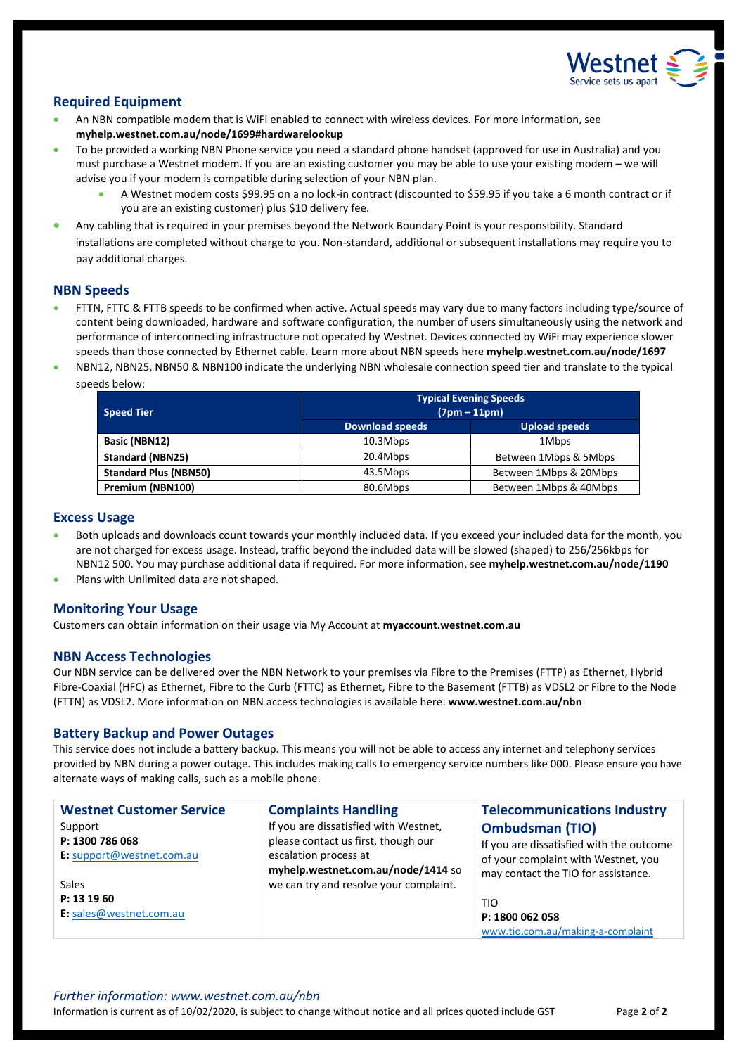## Required Equipment

- An NBN compatible modem that is WiFi enabled to connect with wireless devices. For more information, see **myhelp.westnet.com.au/node/1699#hardwarelookup**
- To be provided a working NBN Phone service you need a standard phone handset (approved for use in Australia) and you must purchase a Westnet modem. If you are an existing customer you may be able to use your existing modem – we will advise you if your modem is compatible during selection of your NBN plan.
  - A Westnet modem costs $99.95 on a no lock-in contract (discounted to $59.95 if you take a 6 month contract or if you are an existing customer) plus $10 delivery fee.
- Any cabling that is required in your premises beyond the Network Boundary Point is your responsibility. Standard installations are completed without charge to you. Non-standard, additional or subsequent installations may require you to pay additional charges.

## NBN Speeds

- FTTN, FTTC & FTTB speeds to be confirmed when active. Actual speeds may vary due to many factors including type/source of content being downloaded, hardware and software configuration, the number of users simultaneously using the network and performance of interconnecting infrastructure not operated by Westnet. Devices connected by WiFi may experience slower speeds than those connected by Ethernet cable. Learn more about NBN speeds here **myhelp.westnet.com.au/node/1697**
- NBN12, NBN25, NBN50 & NBN100 indicate the underlying NBN wholesale connection speed tier and translate to the typical speeds below:

| Speed Tier | Typical Evening Speeds (7pm – 11pm) | |
|---|---|---|
| | Download speeds | Upload speeds |
| **Basic (NBN12)** | 10.3Mbps | 1Mbps |
| **Standard (NBN25)** | 20.4Mbps | Between 1Mbps & 5Mbps |
| **Standard Plus (NBN50)** | 43.5Mbps | Between 1Mbps & 20Mbps |
| **Premium (NBN100)** | 80.6Mbps | Between 1Mbps & 40Mbps |

## Excess Usage

- Both uploads and downloads count towards your monthly included data. If you exceed your included data for the month, you are not charged for excess usage. Instead, traffic beyond the included data will be slowed (shaped) to 256/256kbps for NBN12 500. You may purchase additional data if required. For more information, see **myhelp.westnet.com.au/node/1190**
- Plans with Unlimited data are not shaped.

## Monitoring Your Usage

Customers can obtain information on their usage via My Account at **myaccount.westnet.com.au**

## NBN Access Technologies

Our NBN service can be delivered over the NBN Network to your premises via Fibre to the Premises (FTTP) as Ethernet, Hybrid Fibre-Coaxial (HFC) as Ethernet, Fibre to the Curb (FTTC) as Ethernet, Fibre to the Basement (FTTB) as VDSL2 or Fibre to the Node (FTTN) as VDSL2. More information on NBN access technologies is available here: **www.westnet.com.au/nbn**

## Battery Backup and Power Outages

This service does not include a battery backup. This means you will not be able to access any internet and telephony services provided by NBN during a power outage. This includes making calls to emergency service numbers like 000. Please ensure you have alternate ways of making calls, such as a mobile phone.

### Westnet Customer Service

Support
**P: 1300 786 068**
**E:** support@westnet.com.au

Sales
**P: 13 19 60**
**E:** sales@westnet.com.au

### Complaints Handling

If you are dissatisfied with Westnet, please contact us first, though our escalation process at **myhelp.westnet.com.au/node/1414** so we can try and resolve your complaint.

### Telecommunications Industry Ombudsman (TIO)

If you are dissatisfied with the outcome of your complaint with Westnet, you may contact the TIO for assistance.

TIO
**P: 1800 062 058**
www.tio.com.au/making-a-complaint

*Further information: www.westnet.com.au/nbn*

Information is current as of 10/02/2020, is subject to change without notice and all prices quoted include GST